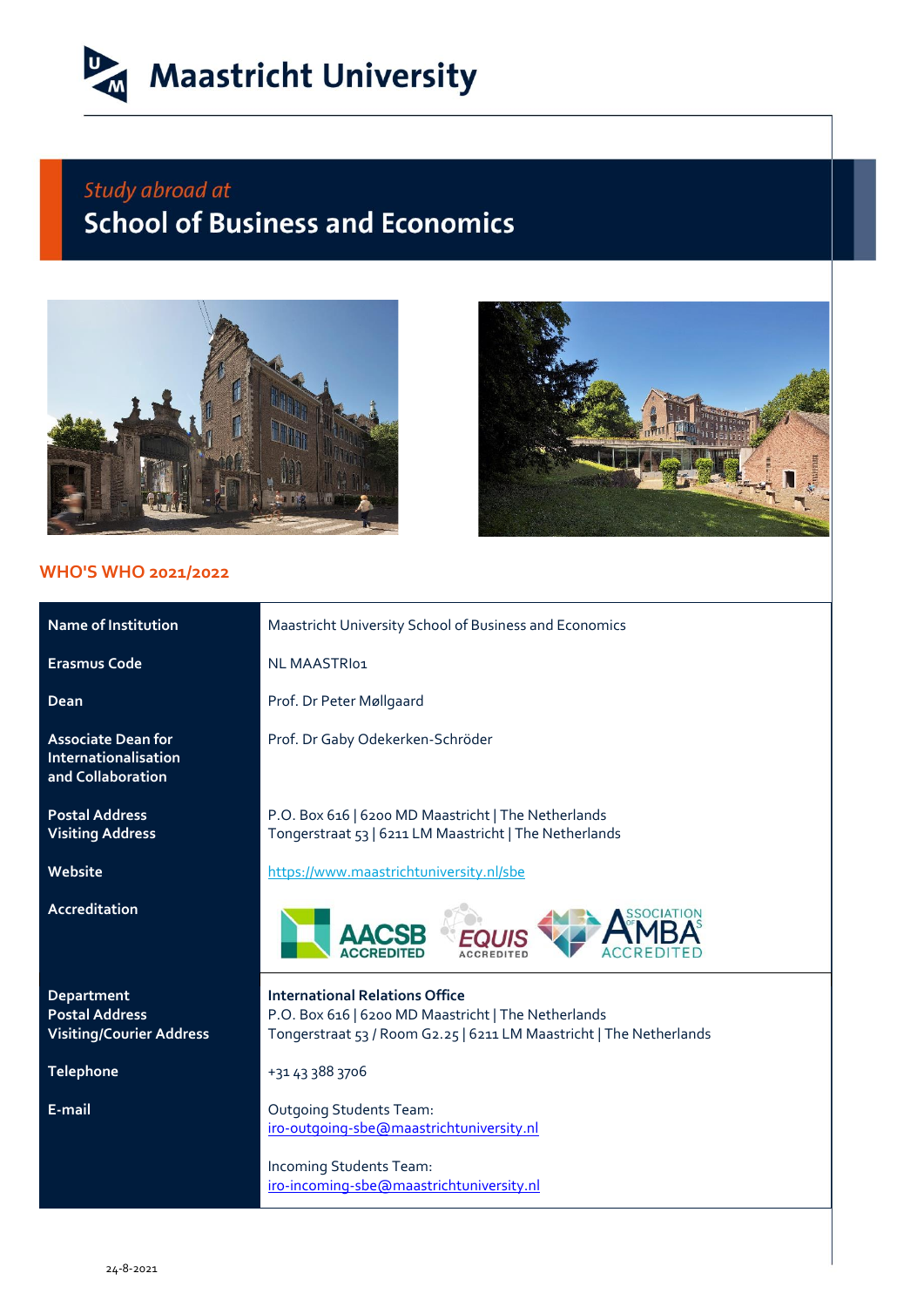# Maastricht University

*Study abroad at*

## School of Business and Economics

### WHO'S WHO 2021/2022

| | |
|---|---|
| **Name of Institution** | Maastricht University School of Business and Economics |
| **Erasmus Code** | NL MAASTRI01 |
| **Dean** | Prof. Dr Peter Møllgaard |
| **Associate Dean for Internationalisation and Collaboration** | Prof. Dr Gaby Odekerken-Schröder |
| **Postal Address**<br>**Visiting Address** | P.O. Box 616 \| 6200 MD Maastricht \| The Netherlands<br>Tongerstraat 53 \| 6211 LM Maastricht \| The Netherlands |
| **Website** | https://www.maastrichtuniversity.nl/sbe |
| **Accreditation** | AACSB ACCREDITED, EQUIS ACCREDITED, ASSOCIATION OF MBAS ACCREDITED |
| **Department**<br>**Postal Address**<br>**Visiting/Courier Address** | **International Relations Office**<br>P.O. Box 616 \| 6200 MD Maastricht \| The Netherlands<br>Tongerstraat 53 / Room G2.25 \| 6211 LM Maastricht \| The Netherlands |
| **Telephone** | +31 43 388 3706 |
| **E-mail** | Outgoing Students Team:<br>iro-outgoing-sbe@maastrichtuniversity.nl<br><br>Incoming Students Team:<br>iro-incoming-sbe@maastrichtuniversity.nl |

24-8-2021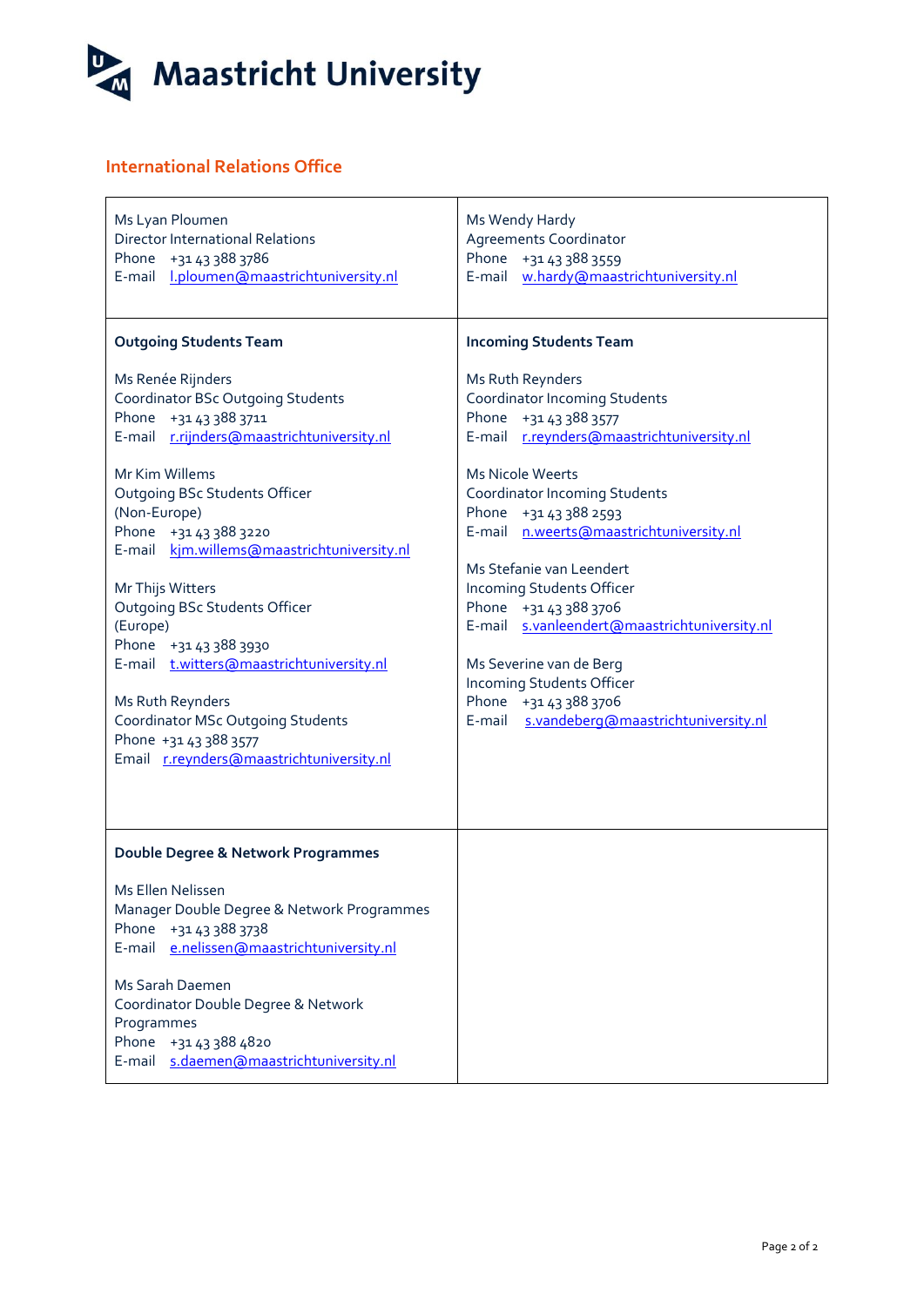# Maastricht University

## International Relations Office

| | |
|---|---|
| Ms Lyan Ploumen<br>Director International Relations<br>Phone +31 43 388 3786<br>E-mail l.ploumen@maastrichtuniversity.nl | Ms Wendy Hardy<br>Agreements Coordinator<br>Phone +31 43 388 3559<br>E-mail w.hardy@maastrichtuniversity.nl |
| **Outgoing Students Team**<br><br>Ms Renée Rijnders<br>Coordinator BSc Outgoing Students<br>Phone +31 43 388 3711<br>E-mail r.rijnders@maastrichtuniversity.nl<br><br>Mr Kim Willems<br>Outgoing BSc Students Officer<br>(Non-Europe)<br>Phone +31 43 388 3220<br>E-mail kjm.willems@maastrichtuniversity.nl<br><br>Mr Thijs Witters<br>Outgoing BSc Students Officer<br>(Europe)<br>Phone +31 43 388 3930<br>E-mail t.witters@maastrichtuniversity.nl<br><br>Ms Ruth Reynders<br>Coordinator MSc Outgoing Students<br>Phone +31 43 388 3577<br>Email r.reynders@maastrichtuniversity.nl | **Incoming Students Team**<br><br>Ms Ruth Reynders<br>Coordinator Incoming Students<br>Phone +31 43 388 3577<br>E-mail r.reynders@maastrichtuniversity.nl<br><br>Ms Nicole Weerts<br>Coordinator Incoming Students<br>Phone +31 43 388 2593<br>E-mail n.weerts@maastrichtuniversity.nl<br><br>Ms Stefanie van Leendert<br>Incoming Students Officer<br>Phone +31 43 388 3706<br>E-mail s.vanleendert@maastrichtuniversity.nl<br><br>Ms Severine van de Berg<br>Incoming Students Officer<br>Phone +31 43 388 3706<br>E-mail s.vandeberg@maastrichtuniversity.nl |
| **Double Degree & Network Programmes**<br><br>Ms Ellen Nelissen<br>Manager Double Degree & Network Programmes<br>Phone +31 43 388 3738<br>E-mail e.nelissen@maastrichtuniversity.nl<br><br>Ms Sarah Daemen<br>Coordinator Double Degree & Network Programmes<br>Phone +31 43 388 4820<br>E-mail s.daemen@maastrichtuniversity.nl | |